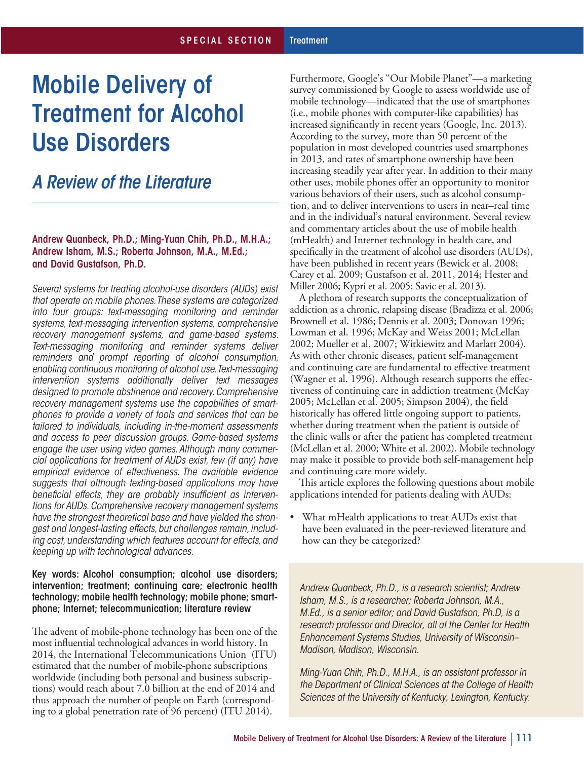SPECIAL SECTION Treatment

# Mobile Delivery of Treatment for Alcohol Use Disorders

## *A Review of the Literature*

**Andrew Quanbeck, Ph.D.; Ming-Yuan Chih, Ph.D., M.H.A.; Andrew Isham, M.S.; Roberta Johnson, M.A., M.Ed.; and David Gustafson, Ph.D.**

*Several systems for treating alcohol-use disorders (AUDs) exist that operate on mobile phones. These systems are categorized into four groups: text-messaging monitoring and reminder systems, text-messaging intervention systems, comprehensive recovery management systems, and game-based systems. Text-messaging monitoring and reminder systems deliver reminders and prompt reporting of alcohol consumption, enabling continuous monitoring of alcohol use. Text-messaging intervention systems additionally deliver text messages designed to promote abstinence and recovery. Comprehensive recovery management systems use the capabilities of smartphones to provide a variety of tools and services that can be tailored to individuals, including in-the-moment assessments and access to peer discussion groups. Game-based systems engage the user using video games. Although many commercial applications for treatment of AUDs exist, few (if any) have empirical evidence of effectiveness. The available evidence suggests that although texting-based applications may have beneficial effects, they are probably insufficient as interventions for AUDs. Comprehensive recovery management systems have the strongest theoretical base and have yielded the strongest and longest-lasting effects, but challenges remain, including cost, understanding which features account for effects, and keeping up with technological advances.*

**Key words: Alcohol consumption; alcohol use disorders; intervention; treatment; continuing care; electronic health technology; mobile health technology; mobile phone; smartphone; Internet; telecommunication; literature review**

The advent of mobile-phone technology has been one of the most influential technological advances in world history. In 2014, the International Telecommunications Union (ITU) estimated that the number of mobile-phone subscriptions worldwide (including both personal and business subscriptions) would reach about 7.0 billion at the end of 2014 and thus approach the number of people on Earth (corresponding to a global penetration rate of 96 percent) (ITU 2014). Furthermore, Google's "Our Mobile Planet"—a marketing survey commissioned by Google to assess worldwide use of mobile technology—indicated that the use of smartphones (i.e., mobile phones with computer-like capabilities) has increased significantly in recent years (Google, Inc. 2013). According to the survey, more than 50 percent of the population in most developed countries used smartphones in 2013, and rates of smartphone ownership have been increasing steadily year after year. In addition to their many other uses, mobile phones offer an opportunity to monitor various behaviors of their users, such as alcohol consumption, and to deliver interventions to users in near–real time and in the individual's natural environment. Several review and commentary articles about the use of mobile health (mHealth) and Internet technology in health care, and specifically in the treatment of alcohol use disorders (AUDs), have been published in recent years (Bewick et al. 2008; Carey et al. 2009; Gustafson et al. 2011, 2014; Hester and Miller 2006; Kypri et al. 2005; Savic et al. 2013).

A plethora of research supports the conceptualization of addiction as a chronic, relapsing disease (Bradizza et al. 2006; Brownell et al. 1986; Dennis et al. 2003; Donovan 1996; Lowman et al. 1996; McKay and Weiss 2001; McLellan 2002; Mueller et al. 2007; Witkiewitz and Marlatt 2004). As with other chronic diseases, patient self-management and continuing care are fundamental to effective treatment (Wagner et al. 1996). Although research supports the effectiveness of continuing care in addiction treatment (McKay 2005; McLellan et al. 2005; Simpson 2004), the field historically has offered little ongoing support to patients, whether during treatment when the patient is outside of the clinic walls or after the patient has completed treatment (McLellan et al. 2000; White et al. 2002). Mobile technology may make it possible to provide both self-management help and continuing care more widely.

This article explores the following questions about mobile applications intended for patients dealing with AUDs:

- What mHealth applications to treat AUDs exist that have been evaluated in the peer-reviewed literature and how can they be categorized?

*Andrew Quanbeck, Ph.D., is a research scientist; Andrew Isham, M.S., is a researcher; Roberta Johnson, M.A., M.Ed., is a senior editor; and David Gustafson, Ph.D, is a research professor and Director, all at the Center for Health Enhancement Systems Studies, University of Wisconsin–Madison, Madison, Wisconsin.*

*Ming-Yuan Chih, Ph.D., M.H.A., is an assistant professor in the Department of Clinical Sciences at the College of Health Sciences at the University of Kentucky, Lexington, Kentucky.*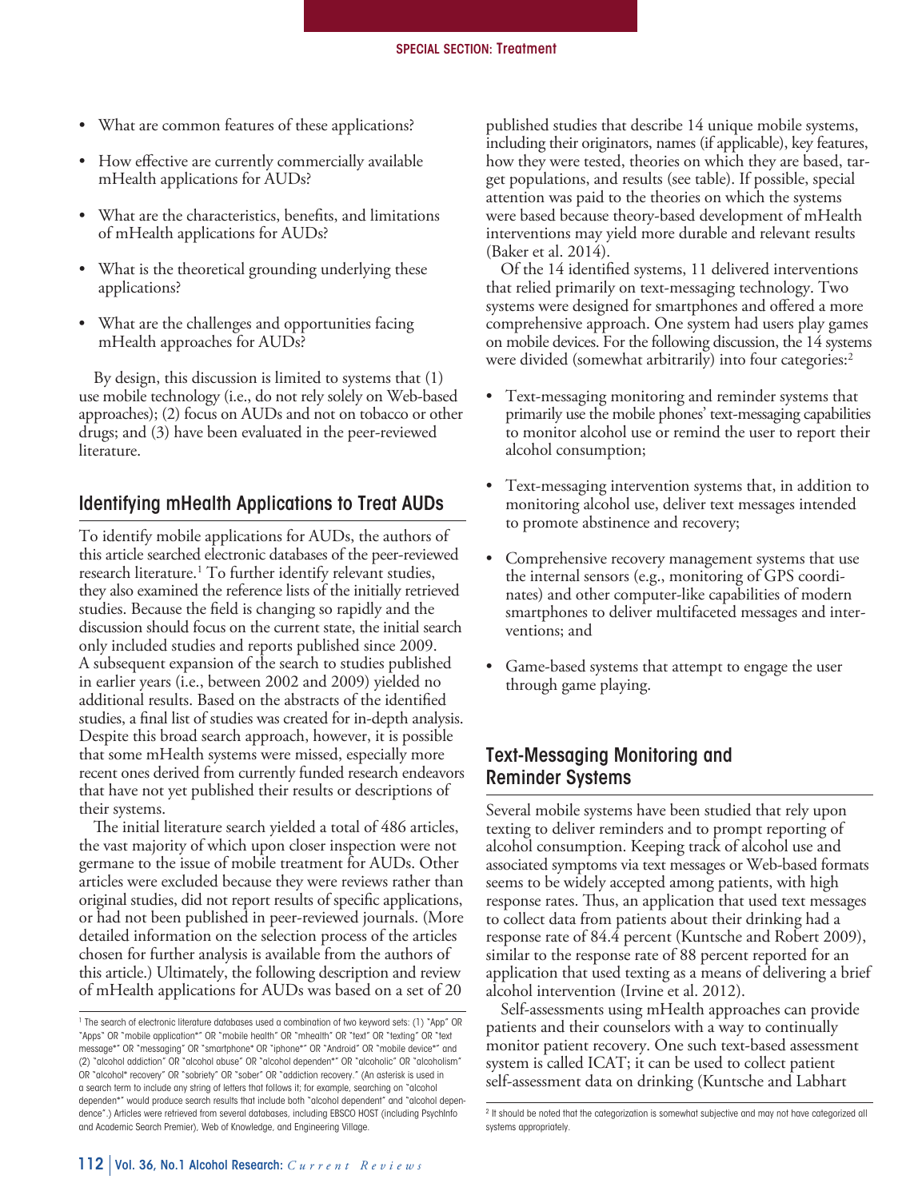- What are common features of these applications?
- How effective are currently commercially available mHealth applications for AUDs?
- What are the characteristics, benefits, and limitations of mHealth applications for AUDs?
- What is the theoretical grounding underlying these applications?
- What are the challenges and opportunities facing mHealth approaches for AUDs?

By design, this discussion is limited to systems that (1) use mobile technology (i.e., do not rely solely on Web-based approaches); (2) focus on AUDs and not on tobacco or other drugs; and (3) have been evaluated in the peer-reviewed literature.

## Identifying mHealth Applications to Treat AUDs

To identify mobile applications for AUDs, the authors of this article searched electronic databases of the peer-reviewed research literature.[1] To further identify relevant studies, they also examined the reference lists of the initially retrieved studies. Because the field is changing so rapidly and the discussion should focus on the current state, the initial search only included studies and reports published since 2009. A subsequent expansion of the search to studies published in earlier years (i.e., between 2002 and 2009) yielded no additional results. Based on the abstracts of the identified studies, a final list of studies was created for in-depth analysis. Despite this broad search approach, however, it is possible that some mHealth systems were missed, especially more recent ones derived from currently funded research endeavors that have not yet published their results or descriptions of their systems.

The initial literature search yielded a total of 486 articles, the vast majority of which upon closer inspection were not germane to the issue of mobile treatment for AUDs. Other articles were excluded because they were reviews rather than original studies, did not report results of specific applications, or had not been published in peer-reviewed journals. (More detailed information on the selection process of the articles chosen for further analysis is available from the authors of this article.) Ultimately, the following description and review of mHealth applications for AUDs was based on a set of 20 published studies that describe 14 unique mobile systems, including their originators, names (if applicable), key features, how they were tested, theories on which they are based, target populations, and results (see table). If possible, special attention was paid to the theories on which the systems were based because theory-based development of mHealth interventions may yield more durable and relevant results (Baker et al. 2014).

Of the 14 identified systems, 11 delivered interventions that relied primarily on text-messaging technology. Two systems were designed for smartphones and offered a more comprehensive approach. One system had users play games on mobile devices. For the following discussion, the 14 systems were divided (somewhat arbitrarily) into four categories:[2]

- Text-messaging monitoring and reminder systems that primarily use the mobile phones' text-messaging capabilities to monitor alcohol use or remind the user to report their alcohol consumption;
- Text-messaging intervention systems that, in addition to monitoring alcohol use, deliver text messages intended to promote abstinence and recovery;
- Comprehensive recovery management systems that use the internal sensors (e.g., monitoring of GPS coordinates) and other computer-like capabilities of modern smartphones to deliver multifaceted messages and interventions; and
- Game-based systems that attempt to engage the user through game playing.

## Text-Messaging Monitoring and Reminder Systems

Several mobile systems have been studied that rely upon texting to deliver reminders and to prompt reporting of alcohol consumption. Keeping track of alcohol use and associated symptoms via text messages or Web-based formats seems to be widely accepted among patients, with high response rates. Thus, an application that used text messages to collect data from patients about their drinking had a response rate of 84.4 percent (Kuntsche and Robert 2009), similar to the response rate of 88 percent reported for an application that used texting as a means of delivering a brief alcohol intervention (Irvine et al. 2012).

Self-assessments using mHealth approaches can provide patients and their counselors with a way to continually monitor patient recovery. One such text-based assessment system is called ICAT; it can be used to collect patient self-assessment data on drinking (Kuntsche and Labhart

---

[1] The search of electronic literature databases used a combination of two keyword sets: (1) "App" OR "Apps" OR "mobile application*" OR "mobile health" OR "mhealth" OR "text" OR "texting" OR "text message*" OR "messaging" OR "smartphone* OR "iphone*" OR "Android" OR "mobile device*" and (2) "alcohol addiction" OR "alcohol abuse" OR "alcohol dependen*" OR "alcoholic" OR "alcoholism" OR "alcohol* recovery" OR "sobriety" OR "sober" OR "addiction recovery." (An asterisk is used in a search term to include any string of letters that follows it; for example, searching on "alcohol dependen*" would produce search results that include both "alcohol dependent" and "alcohol dependence".) Articles were retrieved from several databases, including EBSCO HOST (including PsychInfo and Academic Search Premier), Web of Knowledge, and Engineering Village.

[2] It should be noted that the categorization is somewhat subjective and may not have categorized all systems appropriately.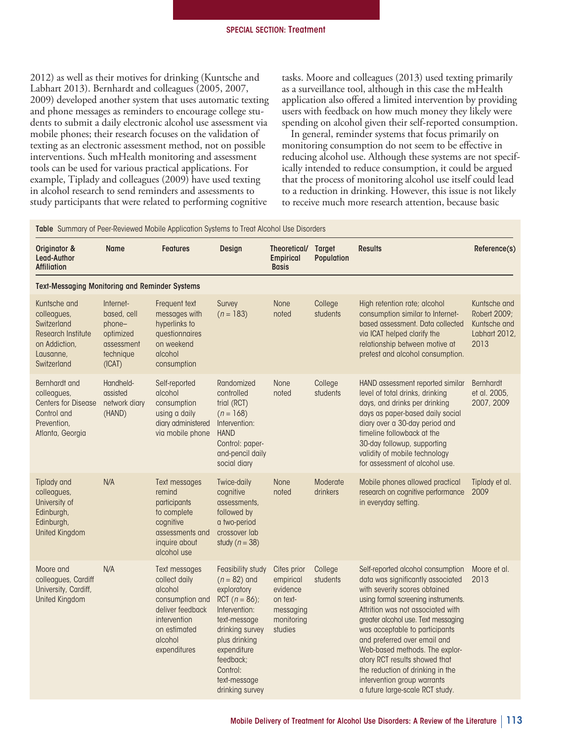2012) as well as their motives for drinking (Kuntsche and Labhart 2013). Bernhardt and colleagues (2005, 2007, 2009) developed another system that uses automatic texting and phone messages as reminders to encourage college students to submit a daily electronic alcohol use assessment via mobile phones; their research focuses on the validation of texting as an electronic assessment method, not on possible interventions. Such mHealth monitoring and assessment tools can be used for various practical applications. For example, Tiplady and colleagues (2009) have used texting in alcohol research to send reminders and assessments to study participants that were related to performing cognitive tasks. Moore and colleagues (2013) used texting primarily as a surveillance tool, although in this case the mHealth application also offered a limited intervention by providing users with feedback on how much money they likely were spending on alcohol given their self-reported consumption.

In general, reminder systems that focus primarily on monitoring consumption do not seem to be effective in reducing alcohol use. Although these systems are not specifically intended to reduce consumption, it could be argued that the process of monitoring alcohol use itself could lead to a reduction in drinking. However, this issue is not likely to receive much more research attention, because basic

**Table** Summary of Peer-Reviewed Mobile Application Systems to Treat Alcohol Use Disorders

| Originator & Lead-Author Affiliation | Name | Features | Design | Theoretical/ Empirical Basis | Target Population | Results | Reference(s) |
|---|---|---|---|---|---|---|---|
| **Text-Messaging Monitoring and Reminder Systems** | | | | | | | |
| Kuntsche and colleagues, Switzerland Research Institute on Addiction, Lausanne, Switzerland | Internet-based, cell phone–optimized assessment technique (ICAT) | Frequent text messages with hyperlinks to questionnaires on weekend alcohol consumption | Survey ($n = 183$) | None noted | College students | High retention rate; alcohol consumption similar to Internet-based assessment. Data collected via ICAT helped clarify the relationship between motive at pretest and alcohol consumption. | Kuntsche and Robert 2009; Kuntsche and Labhart 2012, 2013 |
| Bernhardt and colleagues, Centers for Disease Control and Prevention, Atlanta, Georgia | Handheld-assisted network diary (HAND) | Self-reported alcohol consumption using a daily diary administered via mobile phone | Randomized controlled trial (RCT) ($n = 168$) Intervention: HAND Control: paper-and-pencil daily social diary | None noted | College students | HAND assessment reported similar level of total drinks, drinking days, and drinks per drinking days as paper-based daily social diary over a 30-day period and timeline followback at the 30-day followup, supporting validity of mobile technology for assessment of alcohol use. | Bernhardt et al. 2005, 2007, 2009 |
| Tiplady and colleagues, University of Edinburgh, Edinburgh, United Kingdom | N/A | Text messages remind participants to complete cognitive assessments and inquire about alcohol use | Twice-daily cognitive assessments, followed by a two-period crossover lab study ($n = 38$) | None noted | Moderate drinkers | Mobile phones allowed practical research on cognitive performance in everyday setting. | Tiplady et al. 2009 |
| Moore and colleagues, Cardiff University, Cardiff, United Kingdom | N/A | Text messages collect daily alcohol consumption and deliver feedback intervention on estimated alcohol expenditures | Feasibility study ($n = 82$) and exploratory RCT ($n = 86$); Intervention: text-message drinking survey plus drinking expenditure feedback; Control: text-message drinking survey | Cites prior empirical evidence on text-messaging monitoring studies | College students | Self-reported alcohol consumption data was significantly associated with severity scores obtained using formal screening instruments. Attrition was not associated with greater alcohol use. Text messaging was acceptable to participants and preferred over email and Web-based methods. The exploratory RCT results showed that the reduction of drinking in the intervention group warrants a future large-scale RCT study. | Moore et al. 2013 |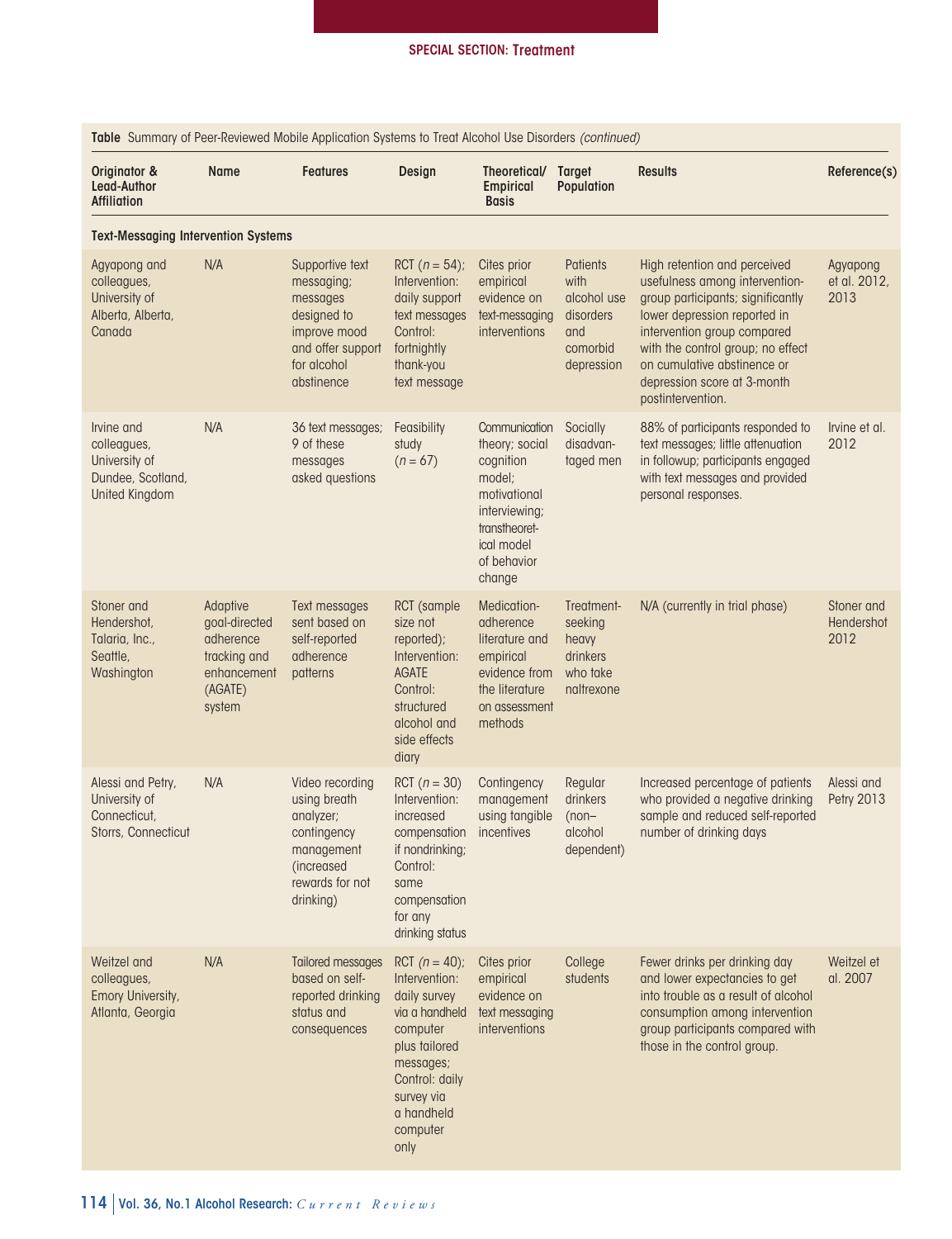**Table** Summary of Peer-Reviewed Mobile Application Systems to Treat Alcohol Use Disorders *(continued)*

| Originator & Lead-Author Affiliation | Name | Features | Design | Theoretical/ Empirical Basis | Target Population | Results | Reference(s) |
|---|---|---|---|---|---|---|---|
| **Text-Messaging Intervention Systems** | | | | | | | |
| Agyapong and colleagues, University of Alberta, Alberta, Canada | N/A | Supportive text messaging; messages designed to improve mood and offer support for alcohol abstinence | RCT (*n* = 54); Intervention: daily support text messages Control: fortnightly thank-you text message | Cites prior empirical evidence on text-messaging interventions | Patients with alcohol use disorders and comorbid depression | High retention and perceived usefulness among intervention-group participants; significantly lower depression reported in intervention group compared with the control group; no effect on cumulative abstinence or depression score at 3-month postintervention. | Agyapong et al. 2012, 2013 |
| Irvine and colleagues, University of Dundee, Scotland, United Kingdom | N/A | 36 text messages; 9 of these messages asked questions | Feasibility study (*n* = 67) | Communication theory; social cognition model; motivational interviewing; transtheoretical model of behavior change | Socially disadvantaged men | 88% of participants responded to text messages; little attenuation in followup; participants engaged with text messages and provided personal responses. | Irvine et al. 2012 |
| Stoner and Hendershot, Talaria, Inc., Seattle, Washington | Adaptive goal-directed adherence tracking and enhancement (AGATE) system | Text messages sent based on self-reported adherence patterns | RCT (sample size not reported); Intervention: AGATE Control: structured alcohol and side effects diary | Medication-adherence literature and empirical evidence from the literature on assessment methods | Treatment-seeking heavy drinkers who take naltrexone | N/A (currently in trial phase) | Stoner and Hendershot 2012 |
| Alessi and Petry, University of Connecticut, Storrs, Connecticut | N/A | Video recording using breath analyzer; contingency management (increased rewards for not drinking) | RCT (*n* = 30) Intervention: increased compensation if nondrinking; Control: same compensation for any drinking status | Contingency management using tangible incentives | Regular drinkers (non–alcohol dependent) | Increased percentage of patients who provided a negative drinking sample and reduced self-reported number of drinking days | Alessi and Petry 2013 |
| Weitzel and colleagues, Emory University, Atlanta, Georgia | N/A | Tailored messages based on self-reported drinking status and consequences | RCT (*n* = 40); Intervention: daily survey via a handheld computer plus tailored messages; Control: daily survey via a handheld computer only | Cites prior empirical evidence on text messaging interventions | College students | Fewer drinks per drinking day and lower expectancies to get into trouble as a result of alcohol consumption among intervention group participants compared with those in the control group. | Weitzel et al. 2007 |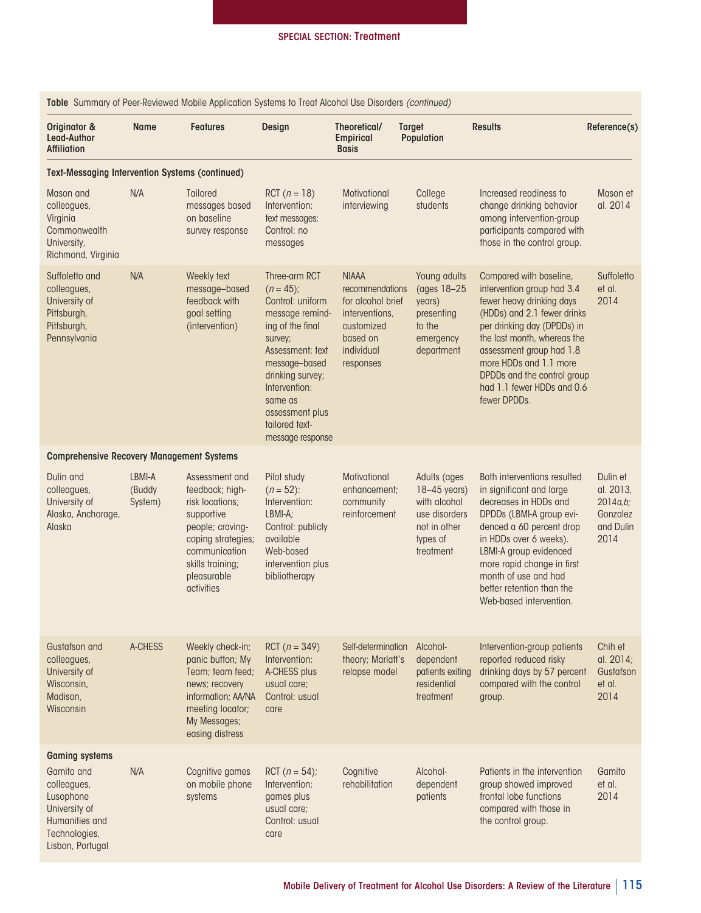**Table** Summary of Peer-Reviewed Mobile Application Systems to Treat Alcohol Use Disorders *(continued)*

| Originator & Lead-Author Affiliation | Name | Features | Design | Theoretical/ Empirical Basis | Target Population | Results | Reference(s) |
|---|---|---|---|---|---|---|---|
| **Text-Messaging Intervention Systems (continued)** | | | | | | | |
| Mason and colleagues, Virginia Commonwealth University, Richmond, Virginia | N/A | Tailored messages based on baseline survey response | RCT (*n* = 18) Intervention: text messages; Control: no messages | Motivational interviewing | College students | Increased readiness to change drinking behavior among intervention-group participants compared with those in the control group. | Mason et al. 2014 |
| Suffoletto and colleagues, University of Pittsburgh, Pittsburgh, Pennsylvania | N/A | Weekly text message–based feedback with goal setting (intervention) | Three-arm RCT (*n* = 45); Control: uniform message reminding of the final survey; Assessment: text message–based drinking survey; Intervention: same as assessment plus tailored text-message response | NIAAA recommendations for alcohol brief interventions, customized based on individual responses | Young adults (ages 18–25 years) presenting to the emergency department | Compared with baseline, intervention group had 3.4 fewer heavy drinking days (HDDs) and 2.1 fewer drinks per drinking day (DPDDs) in the last month, whereas the assessment group had 1.8 more HDDs and 1.1 more DPDDs and the control group had 1.1 fewer HDDs and 0.6 fewer DPDDs. | Suffoletto et al. 2014 |
| **Comprehensive Recovery Management Systems** | | | | | | | |
| Dulin and colleagues, University of Alaska, Anchorage, Alaska | LBMI-A (Buddy System) | Assessment and feedback; high-risk locations; supportive people; craving-coping strategies; communication skills training; pleasurable activities | Pilot study (*n* = 52): Intervention: LBMI-A; Control: publicly available Web-based intervention plus bibliotherapy | Motivational enhancement; community reinforcement | Adults (ages 18–45 years) with alcohol use disorders not in other types of treatment | Both interventions resulted in significant and large decreases in HDDs and DPDDs (LBMI-A group evidenced a 60 percent drop in HDDs over 6 weeks). LBMI-A group evidenced more rapid change in first month of use and had better retention than the Web-based intervention. | Dulin et al. 2013, 2014*a,b;* Gonzalez and Dulin 2014 |
| Gustafson and colleagues, University of Wisconsin, Madison, Wisconsin | A-CHESS | Weekly check-in; panic button; My Team; team feed; news; recovery information; AA/NA meeting locator; My Messages; easing distress | RCT (*n* = 349) Intervention: A-CHESS plus usual care; Control: usual care | Self-determination theory; Marlatt's relapse model | Alcohol-dependent patients exiting residential treatment | Intervention-group patients reported reduced risky drinking days by 57 percent compared with the control group. | Chih et al. 2014; Gustafson et al. 2014 |
| **Gaming systems** | | | | | | | |
| Gamito and colleagues, Lusophone University of Humanities and Technologies, Lisbon, Portugal | N/A | Cognitive games on mobile phone systems | RCT (*n* = 54); Intervention: games plus usual care; Control: usual care | Cognitive rehabilitation | Alcohol-dependent patients | Patients in the intervention group showed improved frontal lobe functions compared with those in the control group. | Gamito et al. 2014 |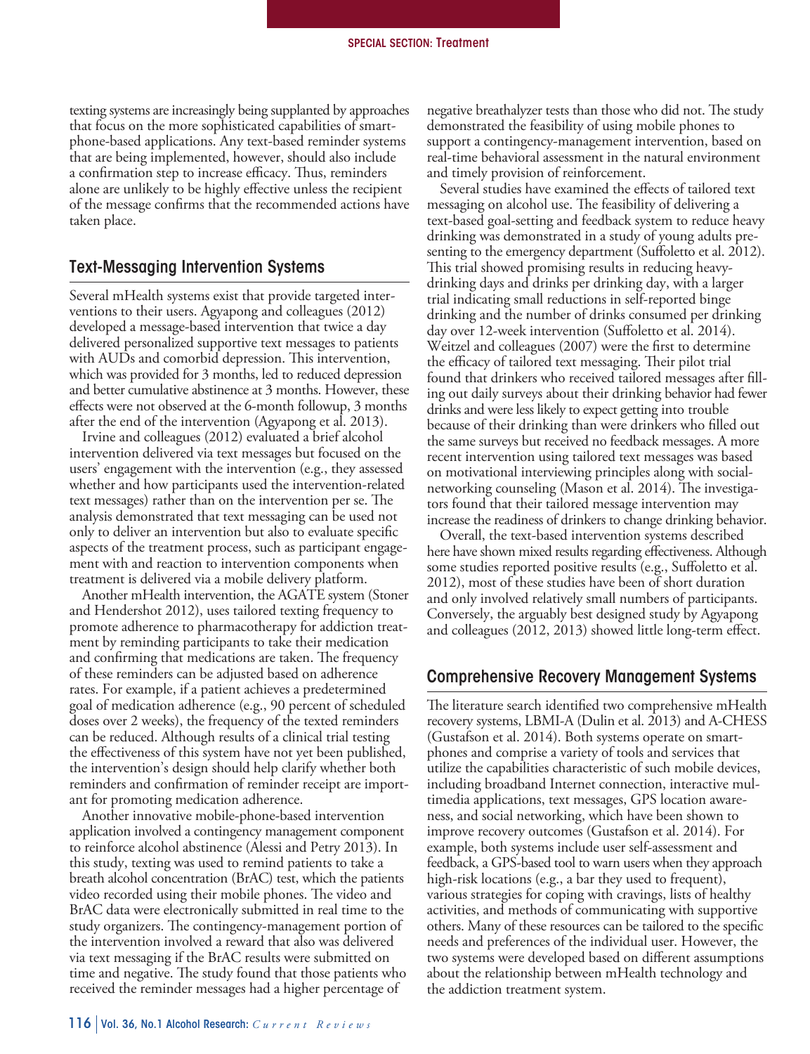texting systems are increasingly being supplanted by approaches that focus on the more sophisticated capabilities of smartphone-based applications. Any text-based reminder systems that are being implemented, however, should also include a confirmation step to increase efficacy. Thus, reminders alone are unlikely to be highly effective unless the recipient of the message confirms that the recommended actions have taken place.

## Text-Messaging Intervention Systems

Several mHealth systems exist that provide targeted interventions to their users. Agyapong and colleagues (2012) developed a message-based intervention that twice a day delivered personalized supportive text messages to patients with AUDs and comorbid depression. This intervention, which was provided for 3 months, led to reduced depression and better cumulative abstinence at 3 months. However, these effects were not observed at the 6-month followup, 3 months after the end of the intervention (Agyapong et al. 2013).

Irvine and colleagues (2012) evaluated a brief alcohol intervention delivered via text messages but focused on the users' engagement with the intervention (e.g., they assessed whether and how participants used the intervention-related text messages) rather than on the intervention per se. The analysis demonstrated that text messaging can be used not only to deliver an intervention but also to evaluate specific aspects of the treatment process, such as participant engagement with and reaction to intervention components when treatment is delivered via a mobile delivery platform.

Another mHealth intervention, the AGATE system (Stoner and Hendershot 2012), uses tailored texting frequency to promote adherence to pharmacotherapy for addiction treatment by reminding participants to take their medication and confirming that medications are taken. The frequency of these reminders can be adjusted based on adherence rates. For example, if a patient achieves a predetermined goal of medication adherence (e.g., 90 percent of scheduled doses over 2 weeks), the frequency of the texted reminders can be reduced. Although results of a clinical trial testing the effectiveness of this system have not yet been published, the intervention's design should help clarify whether both reminders and confirmation of reminder receipt are important for promoting medication adherence.

Another innovative mobile-phone-based intervention application involved a contingency management component to reinforce alcohol abstinence (Alessi and Petry 2013). In this study, texting was used to remind patients to take a breath alcohol concentration (BrAC) test, which the patients video recorded using their mobile phones. The video and BrAC data were electronically submitted in real time to the study organizers. The contingency-management portion of the intervention involved a reward that also was delivered via text messaging if the BrAC results were submitted on time and negative. The study found that those patients who received the reminder messages had a higher percentage of negative breathalyzer tests than those who did not. The study demonstrated the feasibility of using mobile phones to support a contingency-management intervention, based on real-time behavioral assessment in the natural environment and timely provision of reinforcement.

Several studies have examined the effects of tailored text messaging on alcohol use. The feasibility of delivering a text-based goal-setting and feedback system to reduce heavy drinking was demonstrated in a study of young adults presenting to the emergency department (Suffoletto et al. 2012). This trial showed promising results in reducing heavy-drinking days and drinks per drinking day, with a larger trial indicating small reductions in self-reported binge drinking and the number of drinks consumed per drinking day over 12-week intervention (Suffoletto et al. 2014). Weitzel and colleagues (2007) were the first to determine the efficacy of tailored text messaging. Their pilot trial found that drinkers who received tailored messages after filling out daily surveys about their drinking behavior had fewer drinks and were less likely to expect getting into trouble because of their drinking than were drinkers who filled out the same surveys but received no feedback messages. A more recent intervention using tailored text messages was based on motivational interviewing principles along with social-networking counseling (Mason et al. 2014). The investigators found that their tailored message intervention may increase the readiness of drinkers to change drinking behavior.

Overall, the text-based intervention systems described here have shown mixed results regarding effectiveness. Although some studies reported positive results (e.g., Suffoletto et al. 2012), most of these studies have been of short duration and only involved relatively small numbers of participants. Conversely, the arguably best designed study by Agyapong and colleagues (2012, 2013) showed little long-term effect.

## Comprehensive Recovery Management Systems

The literature search identified two comprehensive mHealth recovery systems, LBMI-A (Dulin et al. 2013) and A-CHESS (Gustafson et al. 2014). Both systems operate on smartphones and comprise a variety of tools and services that utilize the capabilities characteristic of such mobile devices, including broadband Internet connection, interactive multimedia applications, text messages, GPS location awareness, and social networking, which have been shown to improve recovery outcomes (Gustafson et al. 2014). For example, both systems include user self-assessment and feedback, a GPS-based tool to warn users when they approach high-risk locations (e.g., a bar they used to frequent), various strategies for coping with cravings, lists of healthy activities, and methods of communicating with supportive others. Many of these resources can be tailored to the specific needs and preferences of the individual user. However, the two systems were developed based on different assumptions about the relationship between mHealth technology and the addiction treatment system.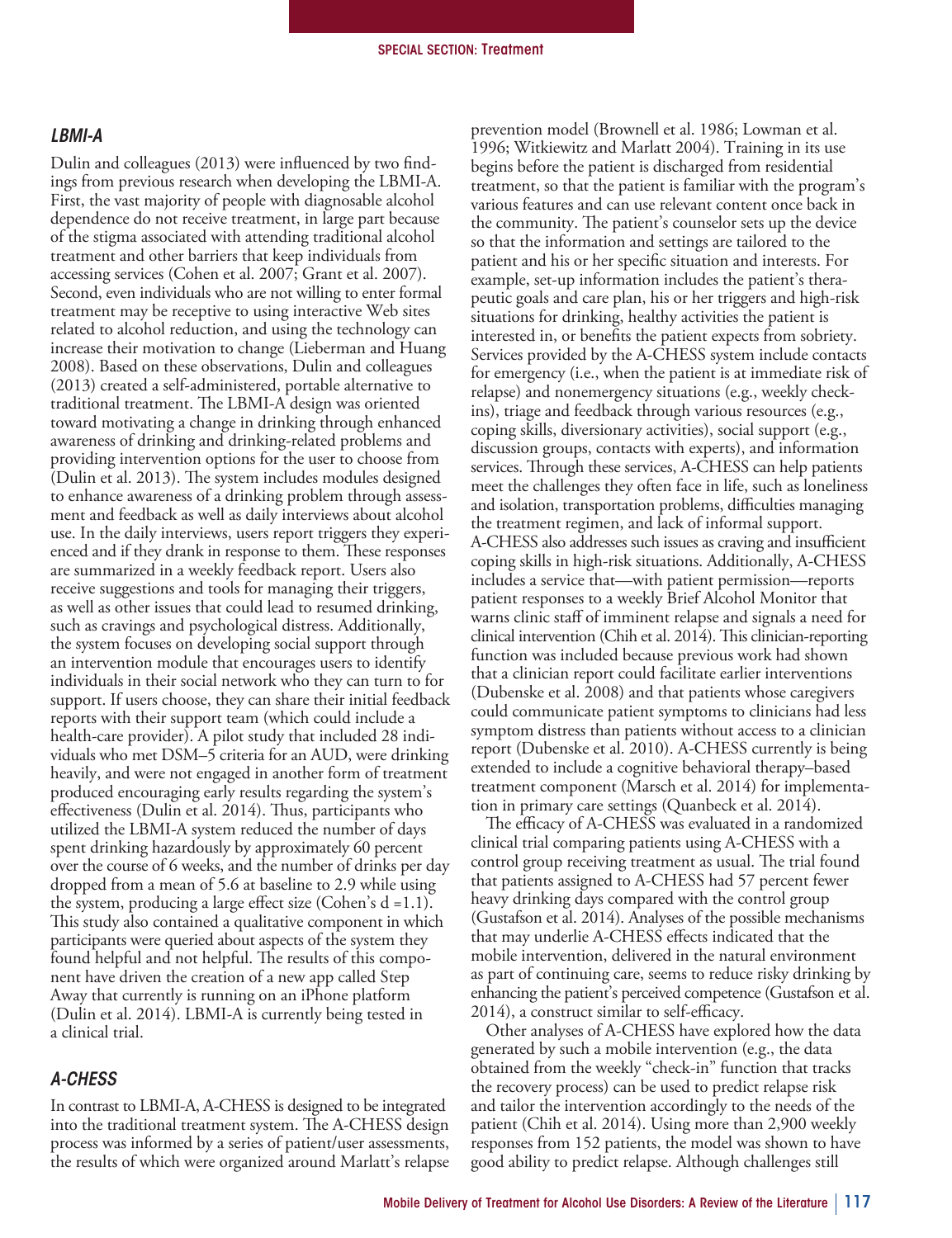### *LBMI-A*

Dulin and colleagues (2013) were influenced by two findings from previous research when developing the LBMI-A. First, the vast majority of people with diagnosable alcohol dependence do not receive treatment, in large part because of the stigma associated with attending traditional alcohol treatment and other barriers that keep individuals from accessing services (Cohen et al. 2007; Grant et al. 2007). Second, even individuals who are not willing to enter formal treatment may be receptive to using interactive Web sites related to alcohol reduction, and using the technology can increase their motivation to change (Lieberman and Huang 2008). Based on these observations, Dulin and colleagues (2013) created a self-administered, portable alternative to traditional treatment. The LBMI-A design was oriented toward motivating a change in drinking through enhanced awareness of drinking and drinking-related problems and providing intervention options for the user to choose from (Dulin et al. 2013). The system includes modules designed to enhance awareness of a drinking problem through assessment and feedback as well as daily interviews about alcohol use. In the daily interviews, users report triggers they experienced and if they drank in response to them. These responses are summarized in a weekly feedback report. Users also receive suggestions and tools for managing their triggers, as well as other issues that could lead to resumed drinking, such as cravings and psychological distress. Additionally, the system focuses on developing social support through an intervention module that encourages users to identify individuals in their social network who they can turn to for support. If users choose, they can share their initial feedback reports with their support team (which could include a health-care provider). A pilot study that included 28 individuals who met DSM–5 criteria for an AUD, were drinking heavily, and were not engaged in another form of treatment produced encouraging early results regarding the system's effectiveness (Dulin et al. 2014). Thus, participants who utilized the LBMI-A system reduced the number of days spent drinking hazardously by approximately 60 percent over the course of 6 weeks, and the number of drinks per day dropped from a mean of 5.6 at baseline to 2.9 while using the system, producing a large effect size (Cohen's d =1.1). This study also contained a qualitative component in which participants were queried about aspects of the system they found helpful and not helpful. The results of this component have driven the creation of a new app called Step Away that currently is running on an iPhone platform (Dulin et al. 2014). LBMI-A is currently being tested in a clinical trial.

### *A-CHESS*

In contrast to LBMI-A, A-CHESS is designed to be integrated into the traditional treatment system. The A-CHESS design process was informed by a series of patient/user assessments, the results of which were organized around Marlatt's relapse prevention model (Brownell et al. 1986; Lowman et al. 1996; Witkiewitz and Marlatt 2004). Training in its use begins before the patient is discharged from residential treatment, so that the patient is familiar with the program's various features and can use relevant content once back in the community. The patient's counselor sets up the device so that the information and settings are tailored to the patient and his or her specific situation and interests. For example, set-up information includes the patient's therapeutic goals and care plan, his or her triggers and high-risk situations for drinking, healthy activities the patient is interested in, or benefits the patient expects from sobriety. Services provided by the A-CHESS system include contacts for emergency (i.e., when the patient is at immediate risk of relapse) and nonemergency situations (e.g., weekly check-ins), triage and feedback through various resources (e.g., coping skills, diversionary activities), social support (e.g., discussion groups, contacts with experts), and information services. Through these services, A-CHESS can help patients meet the challenges they often face in life, such as loneliness and isolation, transportation problems, difficulties managing the treatment regimen, and lack of informal support. A-CHESS also addresses such issues as craving and insufficient coping skills in high-risk situations. Additionally, A-CHESS includes a service that—with patient permission—reports patient responses to a weekly Brief Alcohol Monitor that warns clinic staff of imminent relapse and signals a need for clinical intervention (Chih et al. 2014). This clinician-reporting function was included because previous work had shown that a clinician report could facilitate earlier interventions (Dubenske et al. 2008) and that patients whose caregivers could communicate patient symptoms to clinicians had less symptom distress than patients without access to a clinician report (Dubenske et al. 2010). A-CHESS currently is being extended to include a cognitive behavioral therapy–based treatment component (Marsch et al. 2014) for implementation in primary care settings (Quanbeck et al. 2014).

The efficacy of A-CHESS was evaluated in a randomized clinical trial comparing patients using A-CHESS with a control group receiving treatment as usual. The trial found that patients assigned to A-CHESS had 57 percent fewer heavy drinking days compared with the control group (Gustafson et al. 2014). Analyses of the possible mechanisms that may underlie A-CHESS effects indicated that the mobile intervention, delivered in the natural environment as part of continuing care, seems to reduce risky drinking by enhancing the patient's perceived competence (Gustafson et al. 2014), a construct similar to self-efficacy.

Other analyses of A-CHESS have explored how the data generated by such a mobile intervention (e.g., the data obtained from the weekly "check-in" function that tracks the recovery process) can be used to predict relapse risk and tailor the intervention accordingly to the needs of the patient (Chih et al. 2014). Using more than 2,900 weekly responses from 152 patients, the model was shown to have good ability to predict relapse. Although challenges still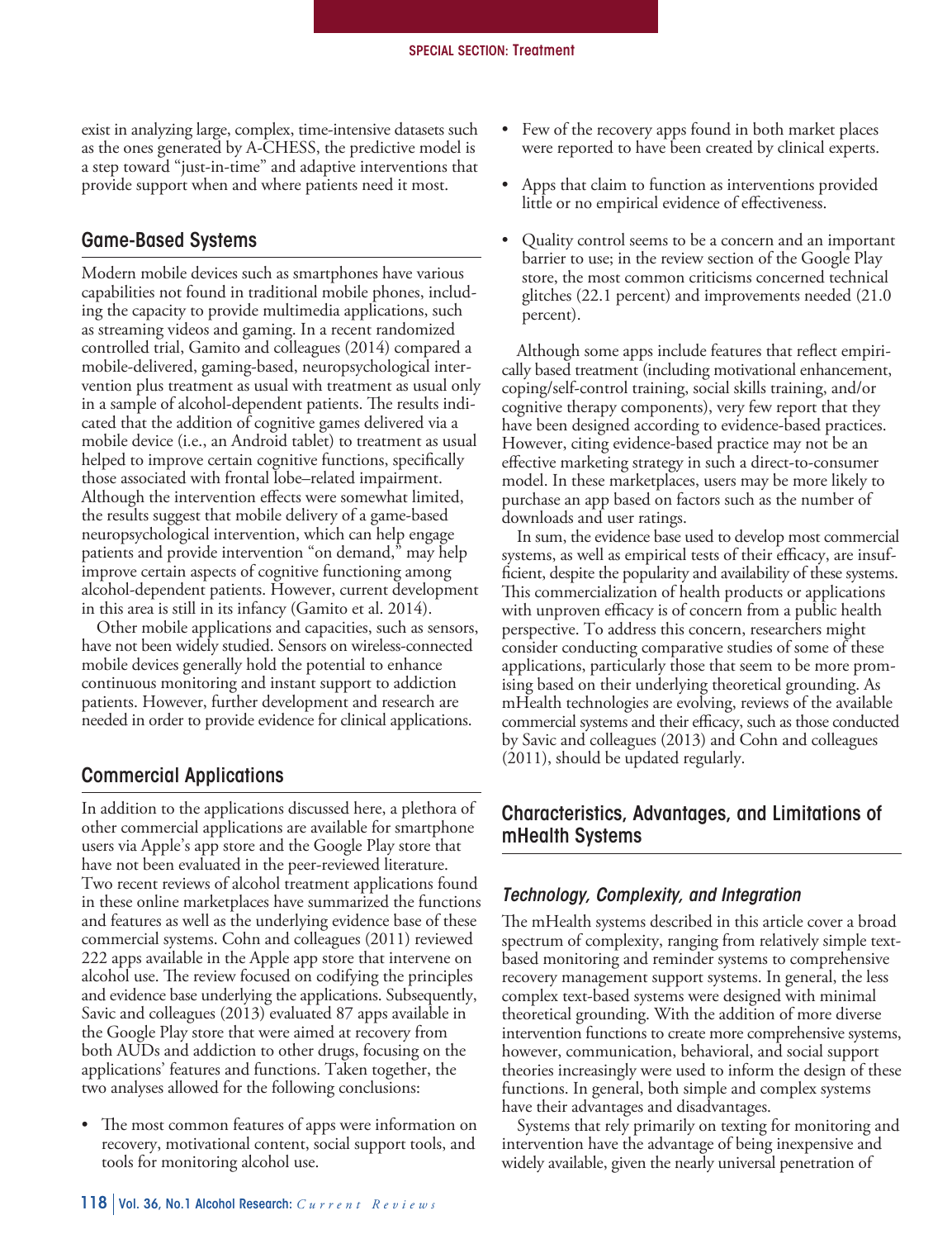exist in analyzing large, complex, time-intensive datasets such as the ones generated by A-CHESS, the predictive model is a step toward "just-in-time" and adaptive interventions that provide support when and where patients need it most.

## Game-Based Systems

Modern mobile devices such as smartphones have various capabilities not found in traditional mobile phones, including the capacity to provide multimedia applications, such as streaming videos and gaming. In a recent randomized controlled trial, Gamito and colleagues (2014) compared a mobile-delivered, gaming-based, neuropsychological intervention plus treatment as usual with treatment as usual only in a sample of alcohol-dependent patients. The results indicated that the addition of cognitive games delivered via a mobile device (i.e., an Android tablet) to treatment as usual helped to improve certain cognitive functions, specifically those associated with frontal lobe–related impairment. Although the intervention effects were somewhat limited, the results suggest that mobile delivery of a game-based neuropsychological intervention, which can help engage patients and provide intervention "on demand," may help improve certain aspects of cognitive functioning among alcohol-dependent patients. However, current development in this area is still in its infancy (Gamito et al. 2014).

Other mobile applications and capacities, such as sensors, have not been widely studied. Sensors on wireless-connected mobile devices generally hold the potential to enhance continuous monitoring and instant support to addiction patients. However, further development and research are needed in order to provide evidence for clinical applications.

## Commercial Applications

In addition to the applications discussed here, a plethora of other commercial applications are available for smartphone users via Apple's app store and the Google Play store that have not been evaluated in the peer-reviewed literature. Two recent reviews of alcohol treatment applications found in these online marketplaces have summarized the functions and features as well as the underlying evidence base of these commercial systems. Cohn and colleagues (2011) reviewed 222 apps available in the Apple app store that intervene on alcohol use. The review focused on codifying the principles and evidence base underlying the applications. Subsequently, Savic and colleagues (2013) evaluated 87 apps available in the Google Play store that were aimed at recovery from both AUDs and addiction to other drugs, focusing on the applications' features and functions. Taken together, the two analyses allowed for the following conclusions:

- The most common features of apps were information on recovery, motivational content, social support tools, and tools for monitoring alcohol use.
- Few of the recovery apps found in both market places were reported to have been created by clinical experts.
- Apps that claim to function as interventions provided little or no empirical evidence of effectiveness.
- Quality control seems to be a concern and an important barrier to use; in the review section of the Google Play store, the most common criticisms concerned technical glitches (22.1 percent) and improvements needed (21.0 percent).

Although some apps include features that reflect empirically based treatment (including motivational enhancement, coping/self-control training, social skills training, and/or cognitive therapy components), very few report that they have been designed according to evidence-based practices. However, citing evidence-based practice may not be an effective marketing strategy in such a direct-to-consumer model. In these marketplaces, users may be more likely to purchase an app based on factors such as the number of downloads and user ratings.

In sum, the evidence base used to develop most commercial systems, as well as empirical tests of their efficacy, are insufficient, despite the popularity and availability of these systems. This commercialization of health products or applications with unproven efficacy is of concern from a public health perspective. To address this concern, researchers might consider conducting comparative studies of some of these applications, particularly those that seem to be more promising based on their underlying theoretical grounding. As mHealth technologies are evolving, reviews of the available commercial systems and their efficacy, such as those conducted by Savic and colleagues (2013) and Cohn and colleagues (2011), should be updated regularly.

## Characteristics, Advantages, and Limitations of mHealth Systems

### *Technology, Complexity, and Integration*

The mHealth systems described in this article cover a broad spectrum of complexity, ranging from relatively simple text-based monitoring and reminder systems to comprehensive recovery management support systems. In general, the less complex text-based systems were designed with minimal theoretical grounding. With the addition of more diverse intervention functions to create more comprehensive systems, however, communication, behavioral, and social support theories increasingly were used to inform the design of these functions. In general, both simple and complex systems have their advantages and disadvantages.

Systems that rely primarily on texting for monitoring and intervention have the advantage of being inexpensive and widely available, given the nearly universal penetration of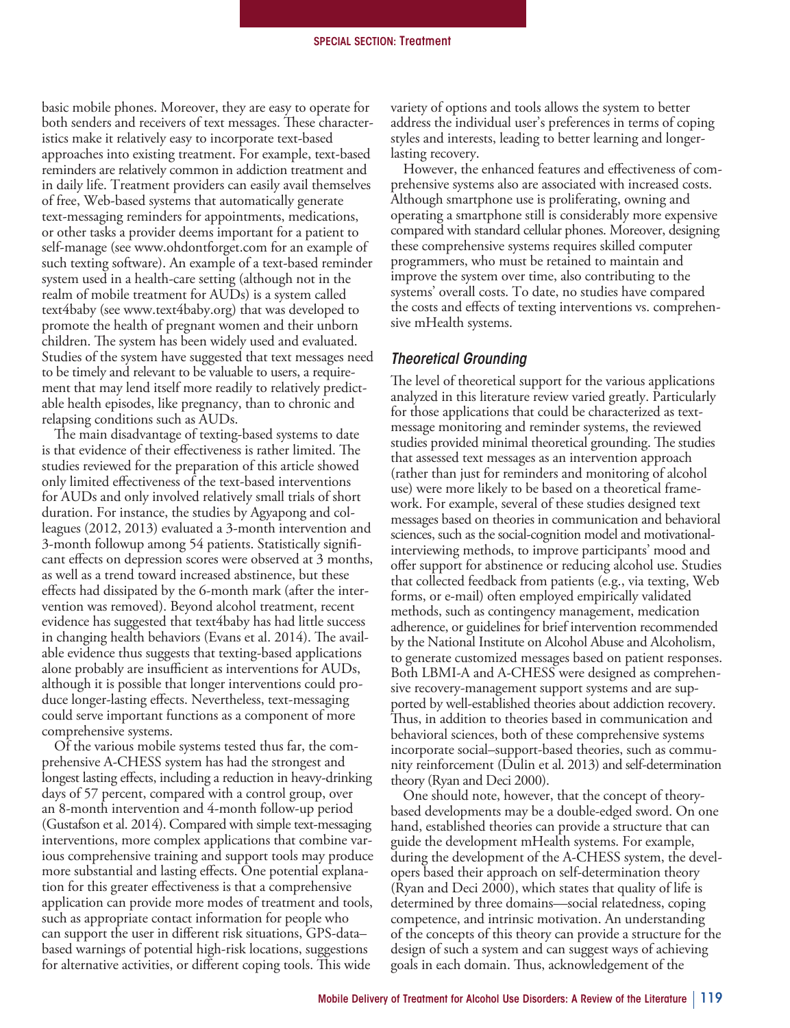basic mobile phones. Moreover, they are easy to operate for both senders and receivers of text messages. These characteristics make it relatively easy to incorporate text-based approaches into existing treatment. For example, text-based reminders are relatively common in addiction treatment and in daily life. Treatment providers can easily avail themselves of free, Web-based systems that automatically generate text-messaging reminders for appointments, medications, or other tasks a provider deems important for a patient to self-manage (see www.ohdontforget.com for an example of such texting software). An example of a text-based reminder system used in a health-care setting (although not in the realm of mobile treatment for AUDs) is a system called text4baby (see www.text4baby.org) that was developed to promote the health of pregnant women and their unborn children. The system has been widely used and evaluated. Studies of the system have suggested that text messages need to be timely and relevant to be valuable to users, a requirement that may lend itself more readily to relatively predictable health episodes, like pregnancy, than to chronic and relapsing conditions such as AUDs.

The main disadvantage of texting-based systems to date is that evidence of their effectiveness is rather limited. The studies reviewed for the preparation of this article showed only limited effectiveness of the text-based interventions for AUDs and only involved relatively small trials of short duration. For instance, the studies by Agyapong and colleagues (2012, 2013) evaluated a 3-month intervention and 3-month followup among 54 patients. Statistically significant effects on depression scores were observed at 3 months, as well as a trend toward increased abstinence, but these effects had dissipated by the 6-month mark (after the intervention was removed). Beyond alcohol treatment, recent evidence has suggested that text4baby has had little success in changing health behaviors (Evans et al. 2014). The available evidence thus suggests that texting-based applications alone probably are insufficient as interventions for AUDs, although it is possible that longer interventions could produce longer-lasting effects. Nevertheless, text-messaging could serve important functions as a component of more comprehensive systems.

Of the various mobile systems tested thus far, the comprehensive A-CHESS system has had the strongest and longest lasting effects, including a reduction in heavy-drinking days of 57 percent, compared with a control group, over an 8-month intervention and 4-month follow-up period (Gustafson et al. 2014). Compared with simple text-messaging interventions, more complex applications that combine various comprehensive training and support tools may produce more substantial and lasting effects. One potential explanation for this greater effectiveness is that a comprehensive application can provide more modes of treatment and tools, such as appropriate contact information for people who can support the user in different risk situations, GPS-data–based warnings of potential high-risk locations, suggestions for alternative activities, or different coping tools. This wide variety of options and tools allows the system to better address the individual user's preferences in terms of coping styles and interests, leading to better learning and longer-lasting recovery.

However, the enhanced features and effectiveness of comprehensive systems also are associated with increased costs. Although smartphone use is proliferating, owning and operating a smartphone still is considerably more expensive compared with standard cellular phones. Moreover, designing these comprehensive systems requires skilled computer programmers, who must be retained to maintain and improve the system over time, also contributing to the systems' overall costs. To date, no studies have compared the costs and effects of texting interventions vs. comprehensive mHealth systems.

### *Theoretical Grounding*

The level of theoretical support for the various applications analyzed in this literature review varied greatly. Particularly for those applications that could be characterized as text-message monitoring and reminder systems, the reviewed studies provided minimal theoretical grounding. The studies that assessed text messages as an intervention approach (rather than just for reminders and monitoring of alcohol use) were more likely to be based on a theoretical framework. For example, several of these studies designed text messages based on theories in communication and behavioral sciences, such as the social-cognition model and motivational-interviewing methods, to improve participants' mood and offer support for abstinence or reducing alcohol use. Studies that collected feedback from patients (e.g., via texting, Web forms, or e-mail) often employed empirically validated methods, such as contingency management, medication adherence, or guidelines for brief intervention recommended by the National Institute on Alcohol Abuse and Alcoholism, to generate customized messages based on patient responses. Both LBMI-A and A-CHESS were designed as comprehensive recovery-management support systems and are supported by well-established theories about addiction recovery. Thus, in addition to theories based in communication and behavioral sciences, both of these comprehensive systems incorporate social–support-based theories, such as community reinforcement (Dulin et al. 2013) and self-determination theory (Ryan and Deci 2000).

One should note, however, that the concept of theory-based developments may be a double-edged sword. On one hand, established theories can provide a structure that can guide the development mHealth systems. For example, during the development of the A-CHESS system, the developers based their approach on self-determination theory (Ryan and Deci 2000), which states that quality of life is determined by three domains—social relatedness, coping competence, and intrinsic motivation. An understanding of the concepts of this theory can provide a structure for the design of such a system and can suggest ways of achieving goals in each domain. Thus, acknowledgement of the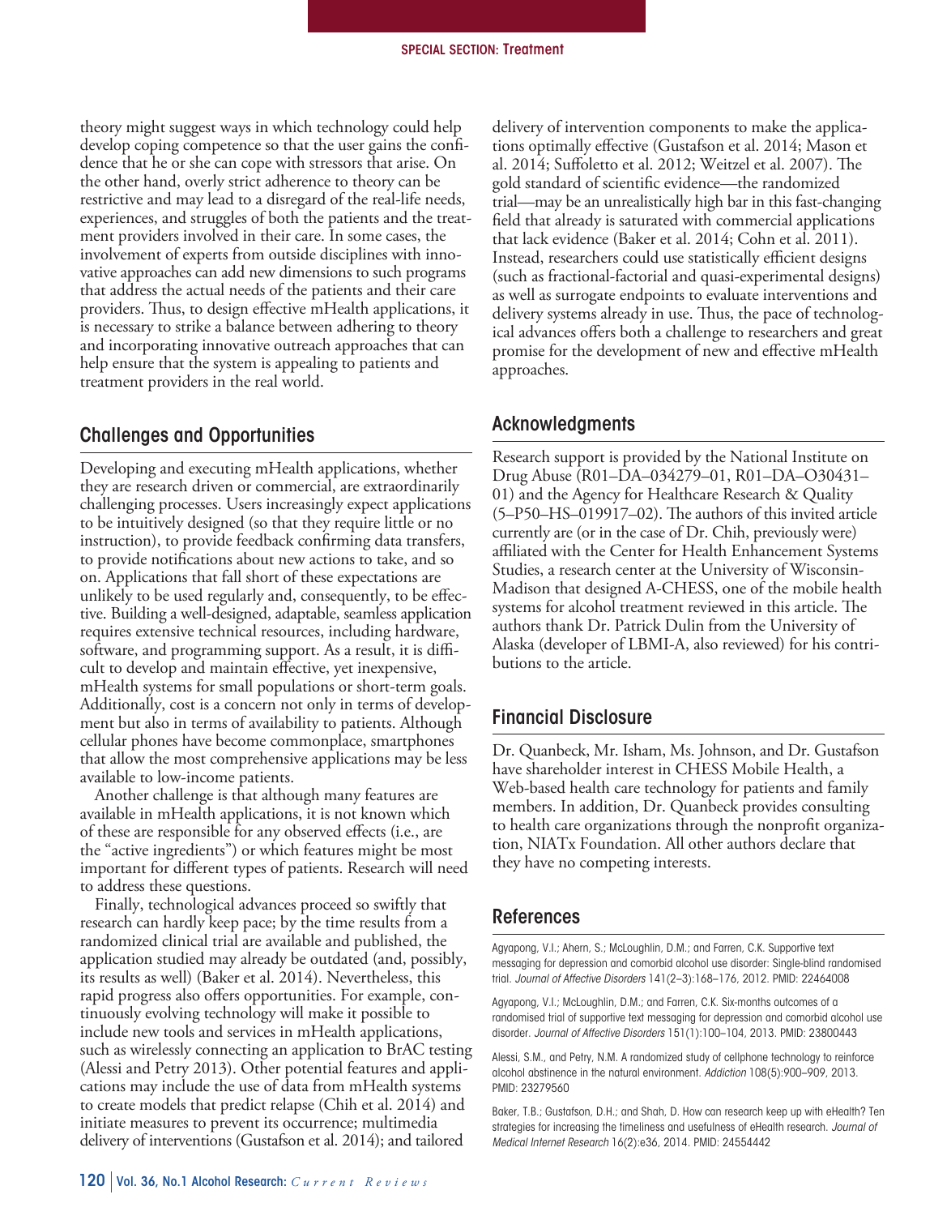theory might suggest ways in which technology could help develop coping competence so that the user gains the confidence that he or she can cope with stressors that arise. On the other hand, overly strict adherence to theory can be restrictive and may lead to a disregard of the real-life needs, experiences, and struggles of both the patients and the treatment providers involved in their care. In some cases, the involvement of experts from outside disciplines with innovative approaches can add new dimensions to such programs that address the actual needs of the patients and their care providers. Thus, to design effective mHealth applications, it is necessary to strike a balance between adhering to theory and incorporating innovative outreach approaches that can help ensure that the system is appealing to patients and treatment providers in the real world.

## Challenges and Opportunities

Developing and executing mHealth applications, whether they are research driven or commercial, are extraordinarily challenging processes. Users increasingly expect applications to be intuitively designed (so that they require little or no instruction), to provide feedback confirming data transfers, to provide notifications about new actions to take, and so on. Applications that fall short of these expectations are unlikely to be used regularly and, consequently, to be effective. Building a well-designed, adaptable, seamless application requires extensive technical resources, including hardware, software, and programming support. As a result, it is difficult to develop and maintain effective, yet inexpensive, mHealth systems for small populations or short-term goals. Additionally, cost is a concern not only in terms of development but also in terms of availability to patients. Although cellular phones have become commonplace, smartphones that allow the most comprehensive applications may be less available to low-income patients.

Another challenge is that although many features are available in mHealth applications, it is not known which of these are responsible for any observed effects (i.e., are the "active ingredients") or which features might be most important for different types of patients. Research will need to address these questions.

Finally, technological advances proceed so swiftly that research can hardly keep pace; by the time results from a randomized clinical trial are available and published, the application studied may already be outdated (and, possibly, its results as well) (Baker et al. 2014). Nevertheless, this rapid progress also offers opportunities. For example, continuously evolving technology will make it possible to include new tools and services in mHealth applications, such as wirelessly connecting an application to BrAC testing (Alessi and Petry 2013). Other potential features and applications may include the use of data from mHealth systems to create models that predict relapse (Chih et al. 2014) and initiate measures to prevent its occurrence; multimedia delivery of interventions (Gustafson et al. 2014); and tailored delivery of intervention components to make the applications optimally effective (Gustafson et al. 2014; Mason et al. 2014; Suffoletto et al. 2012; Weitzel et al. 2007). The gold standard of scientific evidence—the randomized trial—may be an unrealistically high bar in this fast-changing field that already is saturated with commercial applications that lack evidence (Baker et al. 2014; Cohn et al. 2011). Instead, researchers could use statistically efficient designs (such as fractional-factorial and quasi-experimental designs) as well as surrogate endpoints to evaluate interventions and delivery systems already in use. Thus, the pace of technological advances offers both a challenge to researchers and great promise for the development of new and effective mHealth approaches.

## Acknowledgments

Research support is provided by the National Institute on Drug Abuse (R01–DA–034279–01, R01–DA–O30431–01) and the Agency for Healthcare Research & Quality (5–P50–HS–019917–02). The authors of this invited article currently are (or in the case of Dr. Chih, previously were) affiliated with the Center for Health Enhancement Systems Studies, a research center at the University of Wisconsin-Madison that designed A-CHESS, one of the mobile health systems for alcohol treatment reviewed in this article. The authors thank Dr. Patrick Dulin from the University of Alaska (developer of LBMI-A, also reviewed) for his contributions to the article.

## Financial Disclosure

Dr. Quanbeck, Mr. Isham, Ms. Johnson, and Dr. Gustafson have shareholder interest in CHESS Mobile Health, a Web-based health care technology for patients and family members. In addition, Dr. Quanbeck provides consulting to health care organizations through the nonprofit organization, NIATx Foundation. All other authors declare that they have no competing interests.

## References

Agyapong, V.I.; Ahern, S.; McLoughlin, D.M.; and Farren, C.K. Supportive text messaging for depression and comorbid alcohol use disorder: Single-blind randomised trial. *Journal of Affective Disorders* 141(2–3):168–176, 2012. PMID: 22464008

Agyapong, V.I.; McLoughlin, D.M.; and Farren, C.K. Six-months outcomes of a randomised trial of supportive text messaging for depression and comorbid alcohol use disorder. *Journal of Affective Disorders* 151(1):100–104, 2013. PMID: 23800443

Alessi, S.M., and Petry, N.M. A randomized study of cellphone technology to reinforce alcohol abstinence in the natural environment. *Addiction* 108(5):900–909, 2013. PMID: 23279560

Baker, T.B.; Gustafson, D.H.; and Shah, D. How can research keep up with eHealth? Ten strategies for increasing the timeliness and usefulness of eHealth research. *Journal of Medical Internet Research* 16(2):e36, 2014. PMID: 24554442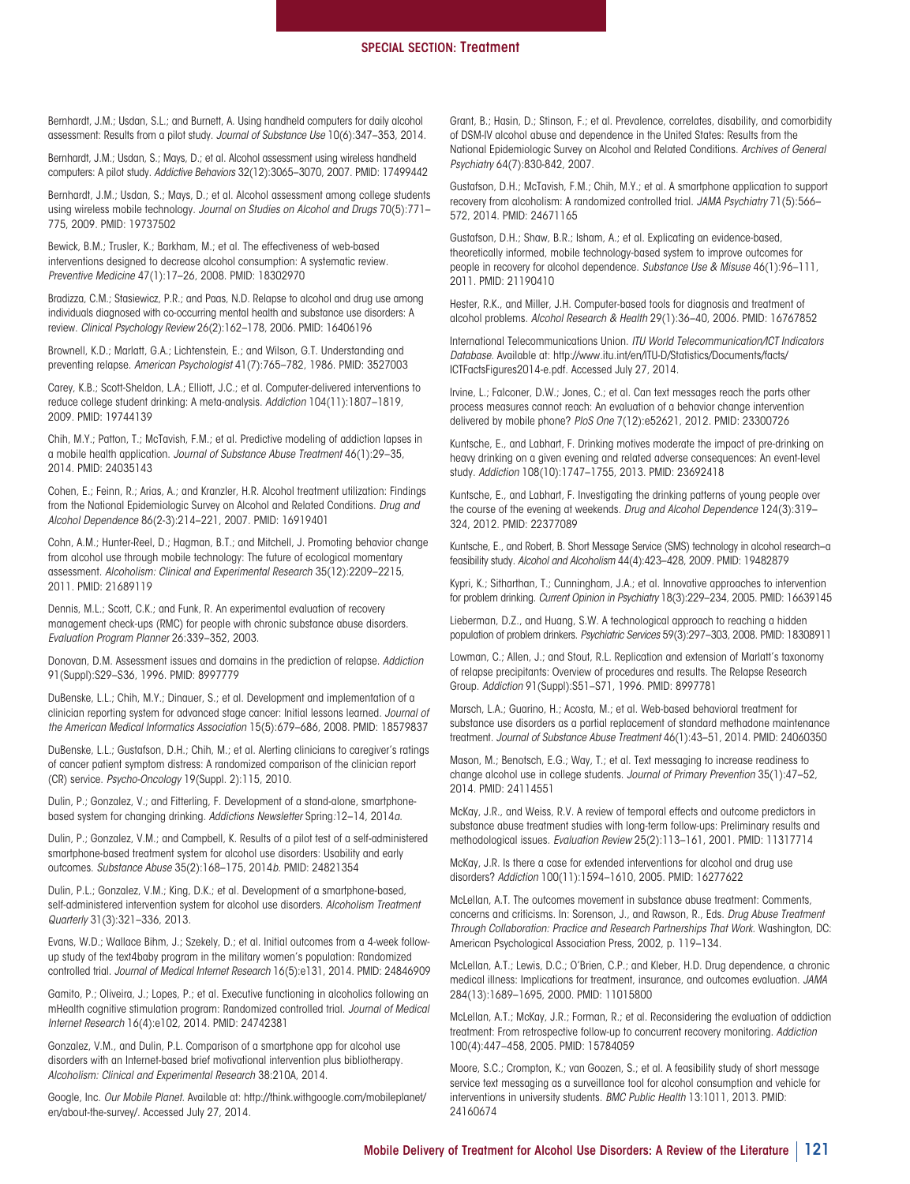Bernhardt, J.M.; Usdan, S.L.; and Burnett, A. Using handheld computers for daily alcohol assessment: Results from a pilot study. *Journal of Substance Use* 10(6):347–353, 2014.

Bernhardt, J.M.; Usdan, S.; Mays, D.; et al. Alcohol assessment using wireless handheld computers: A pilot study. *Addictive Behaviors* 32(12):3065–3070, 2007. PMID: 17499442

Bernhardt, J.M.; Usdan, S.; Mays, D.; et al. Alcohol assessment among college students using wireless mobile technology. *Journal on Studies on Alcohol and Drugs* 70(5):771–775, 2009. PMID: 19737502

Bewick, B.M.; Trusler, K.; Barkham, M.; et al. The effectiveness of web-based interventions designed to decrease alcohol consumption: A systematic review. *Preventive Medicine* 47(1):17–26, 2008. PMID: 18302970

Bradizza, C.M.; Stasiewicz, P.R.; and Paas, N.D. Relapse to alcohol and drug use among individuals diagnosed with co-occurring mental health and substance use disorders: A review. *Clinical Psychology Review* 26(2):162–178, 2006. PMID: 16406196

Brownell, K.D.; Marlatt, G.A.; Lichtenstein, E.; and Wilson, G.T. Understanding and preventing relapse. *American Psychologist* 41(7):765–782, 1986. PMID: 3527003

Carey, K.B.; Scott-Sheldon, L.A.; Elliott, J.C.; et al. Computer-delivered interventions to reduce college student drinking: A meta-analysis. *Addiction* 104(11):1807–1819, 2009. PMID: 19744139

Chih, M.Y.; Patton, T.; McTavish, F.M.; et al. Predictive modeling of addiction lapses in a mobile health application. *Journal of Substance Abuse Treatment* 46(1):29–35, 2014. PMID: 24035143

Cohen, E.; Feinn, R.; Arias, A.; and Kranzler, H.R. Alcohol treatment utilization: Findings from the National Epidemiologic Survey on Alcohol and Related Conditions. *Drug and Alcohol Dependence* 86(2-3):214–221, 2007. PMID: 16919401

Cohn, A.M.; Hunter-Reel, D.; Hagman, B.T.; and Mitchell, J. Promoting behavior change from alcohol use through mobile technology: The future of ecological momentary assessment. *Alcoholism: Clinical and Experimental Research* 35(12):2209–2215, 2011. PMID: 21689119

Dennis, M.L.; Scott, C.K.; and Funk, R. An experimental evaluation of recovery management check-ups (RMC) for people with chronic substance abuse disorders. *Evaluation Program Planner* 26:339–352, 2003.

Donovan, D.M. Assessment issues and domains in the prediction of relapse. *Addiction* 91(Suppl):S29–S36, 1996. PMID: 8997779

DuBenske, L.L.; Chih, M.Y.; Dinauer, S.; et al. Development and implementation of a clinician reporting system for advanced stage cancer: Initial lessons learned. *Journal of the American Medical Informatics Association* 15(5):679–686, 2008. PMID: 18579837

DuBenske, L.L.; Gustafson, D.H.; Chih, M.; et al. Alerting clinicians to caregiver's ratings of cancer patient symptom distress: A randomized comparison of the clinician report (CR) service. *Psycho-Oncology* 19(Suppl. 2):115, 2010.

Dulin, P.; Gonzalez, V.; and Fitterling, F. Development of a stand-alone, smartphone-based system for changing drinking. *Addictions Newsletter* Spring:12–14, 2014*a*.

Dulin, P.; Gonzalez, V.M.; and Campbell, K. Results of a pilot test of a self-administered smartphone-based treatment system for alcohol use disorders: Usability and early outcomes. *Substance Abuse* 35(2):168–175, 2014*b*. PMID: 24821354

Dulin, P.L.; Gonzalez, V.M.; King, D.K.; et al. Development of a smartphone-based, self-administered intervention system for alcohol use disorders. *Alcoholism Treatment Quarterly* 31(3):321–336, 2013.

Evans, W.D.; Wallace Bihm, J.; Szekely, D.; et al. Initial outcomes from a 4-week follow-up study of the text4baby program in the military women's population: Randomized controlled trial. *Journal of Medical Internet Research* 16(5):e131, 2014. PMID: 24846909

Gamito, P.; Oliveira, J.; Lopes, P.; et al. Executive functioning in alcoholics following an mHealth cognitive stimulation program: Randomized controlled trial. *Journal of Medical Internet Research* 16(4):e102, 2014. PMID: 24742381

Gonzalez, V.M., and Dulin, P.L. Comparison of a smartphone app for alcohol use disorders with an Internet-based brief motivational intervention plus bibliotherapy. *Alcoholism: Clinical and Experimental Research* 38:210A, 2014.

Google, Inc. *Our Mobile Planet.* Available at: http://think.withgoogle.com/mobileplanet/en/about-the-survey/. Accessed July 27, 2014.

Grant, B.; Hasin, D.; Stinson, F.; et al. Prevalence, correlates, disability, and comorbidity of DSM-IV alcohol abuse and dependence in the United States: Results from the National Epidemiologic Survey on Alcohol and Related Conditions. *Archives of General Psychiatry* 64(7):830-842, 2007.

Gustafson, D.H.; McTavish, F.M.; Chih, M.Y.; et al. A smartphone application to support recovery from alcoholism: A randomized controlled trial. *JAMA Psychiatry* 71(5):566–572, 2014. PMID: 24671165

Gustafson, D.H.; Shaw, B.R.; Isham, A.; et al. Explicating an evidence-based, theoretically informed, mobile technology-based system to improve outcomes for people in recovery for alcohol dependence. *Substance Use & Misuse* 46(1):96–111, 2011. PMID: 21190410

Hester, R.K., and Miller, J.H. Computer-based tools for diagnosis and treatment of alcohol problems. *Alcohol Research & Health* 29(1):36–40, 2006. PMID: 16767852

International Telecommunications Union. *ITU World Telecommunication/ICT Indicators Database.* Available at: http://www.itu.int/en/ITU-D/Statistics/Documents/facts/ICTFactsFigures2014-e.pdf. Accessed July 27, 2014.

Irvine, L.; Falconer, D.W.; Jones, C.; et al. Can text messages reach the parts other process measures cannot reach: An evaluation of a behavior change intervention delivered by mobile phone? *PloS One* 7(12):e52621, 2012. PMID: 23300726

Kuntsche, E., and Labhart, F. Drinking motives moderate the impact of pre-drinking on heavy drinking on a given evening and related adverse consequences: An event-level study. *Addiction* 108(10):1747–1755, 2013. PMID: 23692418

Kuntsche, E., and Labhart, F. Investigating the drinking patterns of young people over the course of the evening at weekends. *Drug and Alcohol Dependence* 124(3):319–324, 2012. PMID: 22377089

Kuntsche, E., and Robert, B. Short Message Service (SMS) technology in alcohol research–a feasibility study. *Alcohol and Alcoholism* 44(4):423–428, 2009. PMID: 19482879

Kypri, K.; Sitharthan, T.; Cunningham, J.A.; et al. Innovative approaches to intervention for problem drinking. *Current Opinion in Psychiatry* 18(3):229–234, 2005. PMID: 16639145

Lieberman, D.Z., and Huang, S.W. A technological approach to reaching a hidden population of problem drinkers. *Psychiatric Services* 59(3):297–303, 2008. PMID: 18308911

Lowman, C.; Allen, J.; and Stout, R.L. Replication and extension of Marlatt's taxonomy of relapse precipitants: Overview of procedures and results. The Relapse Research Group. *Addiction* 91(Suppl):S51–S71, 1996. PMID: 8997781

Marsch, L.A.; Guarino, H.; Acosta, M.; et al. Web-based behavioral treatment for substance use disorders as a partial replacement of standard methadone maintenance treatment. *Journal of Substance Abuse Treatment* 46(1):43–51, 2014. PMID: 24060350

Mason, M.; Benotsch, E.G.; Way, T.; et al. Text messaging to increase readiness to change alcohol use in college students. *Journal of Primary Prevention* 35(1):47–52, 2014. PMID: 24114551

McKay, J.R., and Weiss, R.V. A review of temporal effects and outcome predictors in substance abuse treatment studies with long-term follow-ups: Preliminary results and methodological issues. *Evaluation Review* 25(2):113–161, 2001. PMID: 11317714

McKay, J.R. Is there a case for extended interventions for alcohol and drug use disorders? *Addiction* 100(11):1594–1610, 2005. PMID: 16277622

McLellan, A.T. The outcomes movement in substance abuse treatment: Comments, concerns and criticisms. In: Sorenson, J., and Rawson, R., Eds. *Drug Abuse Treatment Through Collaboration: Practice and Research Partnerships That Work.* Washington, DC: American Psychological Association Press, 2002, p. 119–134.

McLellan, A.T.; Lewis, D.C.; O'Brien, C.P.; and Kleber, H.D. Drug dependence, a chronic medical illness: Implications for treatment, insurance, and outcomes evaluation. *JAMA* 284(13):1689–1695, 2000. PMID: 11015800

McLellan, A.T.; McKay, J.R.; Forman, R.; et al. Reconsidering the evaluation of addiction treatment: From retrospective follow-up to concurrent recovery monitoring. *Addiction* 100(4):447–458, 2005. PMID: 15784059

Moore, S.C.; Crompton, K.; van Goozen, S.; et al. A feasibility study of short message service text messaging as a surveillance tool for alcohol consumption and vehicle for interventions in university students. *BMC Public Health* 13:1011, 2013. PMID: 24160674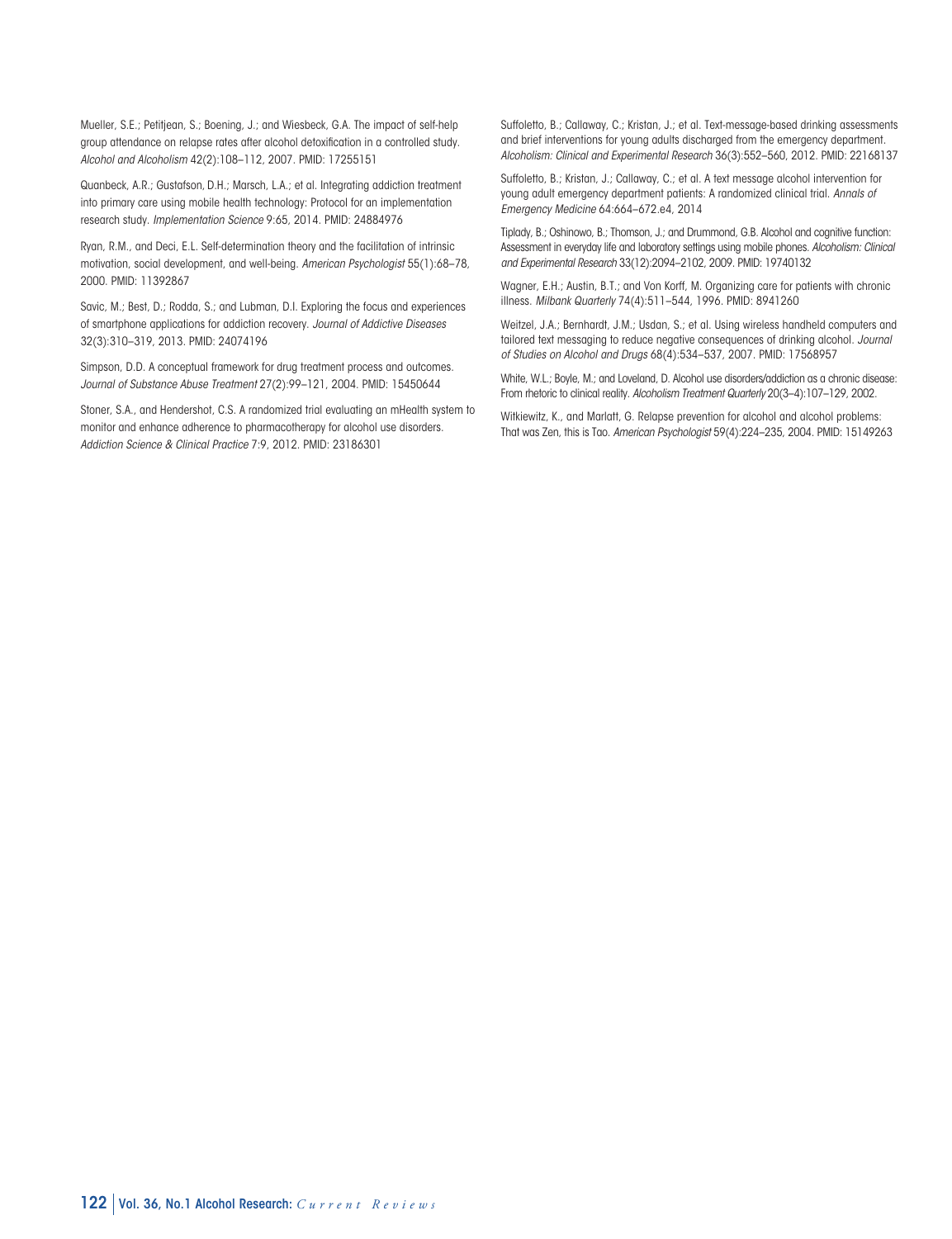Mueller, S.E.; Petitjean, S.; Boening, J.; and Wiesbeck, G.A. The impact of self-help group attendance on relapse rates after alcohol detoxification in a controlled study. *Alcohol and Alcoholism* 42(2):108–112, 2007. PMID: 17255151

Quanbeck, A.R.; Gustafson, D.H.; Marsch, L.A.; et al. Integrating addiction treatment into primary care using mobile health technology: Protocol for an implementation research study. *Implementation Science* 9:65, 2014. PMID: 24884976

Ryan, R.M., and Deci, E.L. Self-determination theory and the facilitation of intrinsic motivation, social development, and well-being. *American Psychologist* 55(1):68–78, 2000. PMID: 11392867

Savic, M.; Best, D.; Rodda, S.; and Lubman, D.I. Exploring the focus and experiences of smartphone applications for addiction recovery. *Journal of Addictive Diseases* 32(3):310–319, 2013. PMID: 24074196

Simpson, D.D. A conceptual framework for drug treatment process and outcomes. *Journal of Substance Abuse Treatment* 27(2):99–121, 2004. PMID: 15450644

Stoner, S.A., and Hendershot, C.S. A randomized trial evaluating an mHealth system to monitor and enhance adherence to pharmacotherapy for alcohol use disorders. *Addiction Science & Clinical Practice* 7:9, 2012. PMID: 23186301

Suffoletto, B.; Callaway, C.; Kristan, J.; et al. Text-message-based drinking assessments and brief interventions for young adults discharged from the emergency department. *Alcoholism: Clinical and Experimental Research* 36(3):552–560, 2012. PMID: 22168137

Suffoletto, B.; Kristan, J.; Callaway, C.; et al. A text message alcohol intervention for young adult emergency department patients: A randomized clinical trial. *Annals of Emergency Medicine* 64:664–672.e4, 2014

Tiplady, B.; Oshinowo, B.; Thomson, J.; and Drummond, G.B. Alcohol and cognitive function: Assessment in everyday life and laboratory settings using mobile phones. *Alcoholism: Clinical and Experimental Research* 33(12):2094–2102, 2009. PMID: 19740132

Wagner, E.H.; Austin, B.T.; and Von Korff, M. Organizing care for patients with chronic illness. *Milbank Quarterly* 74(4):511–544, 1996. PMID: 8941260

Weitzel, J.A.; Bernhardt, J.M.; Usdan, S.; et al. Using wireless handheld computers and tailored text messaging to reduce negative consequences of drinking alcohol. *Journal of Studies on Alcohol and Drugs* 68(4):534–537, 2007. PMID: 17568957

White, W.L.; Boyle, M.; and Loveland, D. Alcohol use disorders/addiction as a chronic disease: From rhetoric to clinical reality. *Alcoholism Treatment Quarterly* 20(3–4):107–129, 2002.

Witkiewitz, K., and Marlatt, G. Relapse prevention for alcohol and alcohol problems: That was Zen, this is Tao. *American Psychologist* 59(4):224–235, 2004. PMID: 15149263